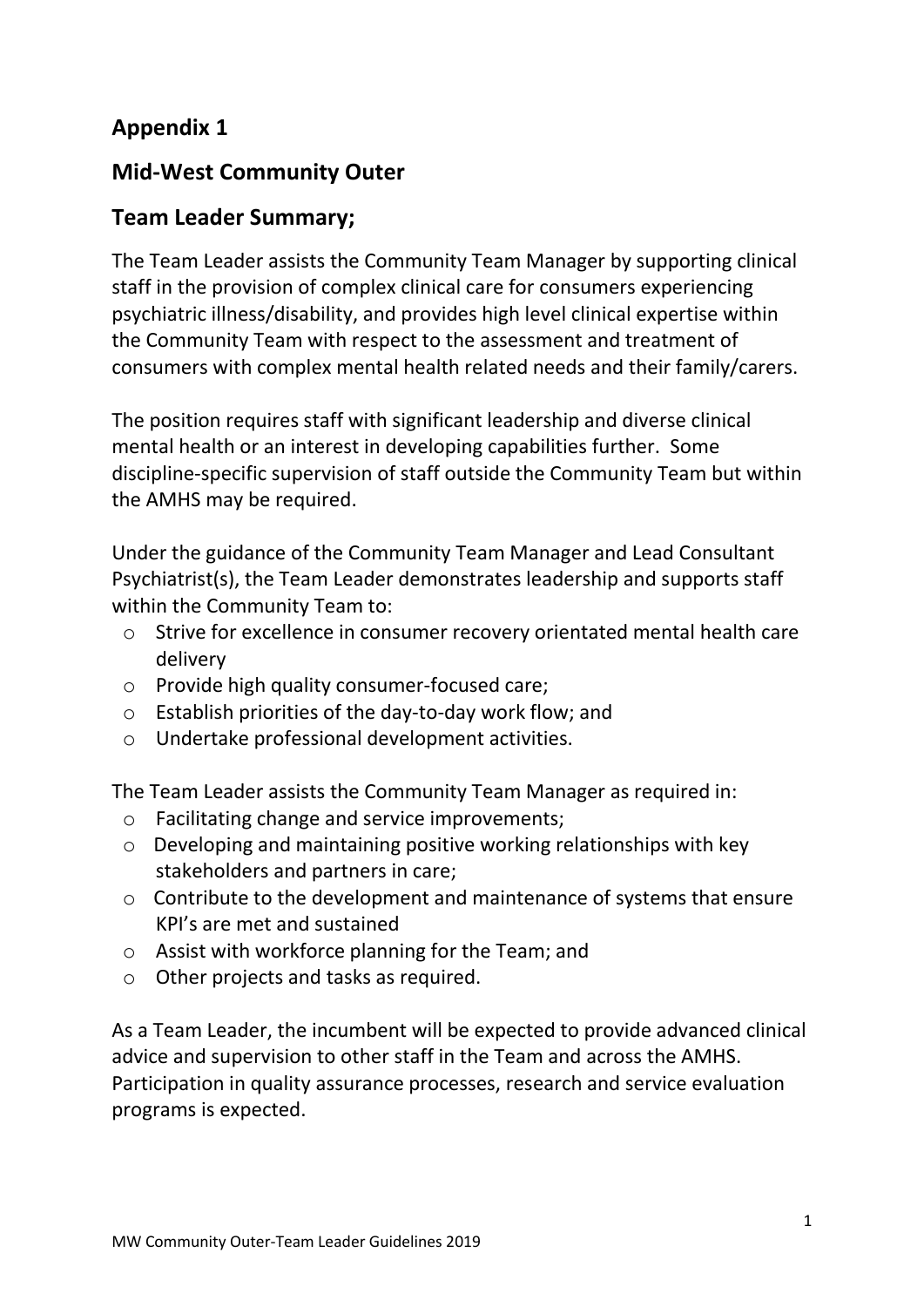## Appendix 1

## Mid-West Community Outer

## Team Leader Summary;

The Team Leader assists the Community Team Manager by supporting clinical staff in the provision of complex clinical care for consumers experiencing psychiatric illness/disability, and provides high level clinical expertise within the Community Team with respect to the assessment and treatment of consumers with complex mental health related needs and their family/carers.

The position requires staff with significant leadership and diverse clinical mental health or an interest in developing capabilities further. Some discipline-specific supervision of staff outside the Community Team but within the AMHS may be required.

Under the guidance of the Community Team Manager and Lead Consultant Psychiatrist(s), the Team Leader demonstrates leadership and supports staff within the Community Team to:

- Strive for excellence in consumer recovery orientated mental health care delivery
- Provide high quality consumer-focused care;
- Establish priorities of the day-to-day work flow; and
- Undertake professional development activities.

The Team Leader assists the Community Team Manager as required in:

- Facilitating change and service improvements;
- Developing and maintaining positive working relationships with key stakeholders and partners in care;
- Contribute to the development and maintenance of systems that ensure KPI's are met and sustained
- Assist with workforce planning for the Team; and
- Other projects and tasks as required.

As a Team Leader, the incumbent will be expected to provide advanced clinical advice and supervision to other staff in the Team and across the AMHS. Participation in quality assurance processes, research and service evaluation programs is expected.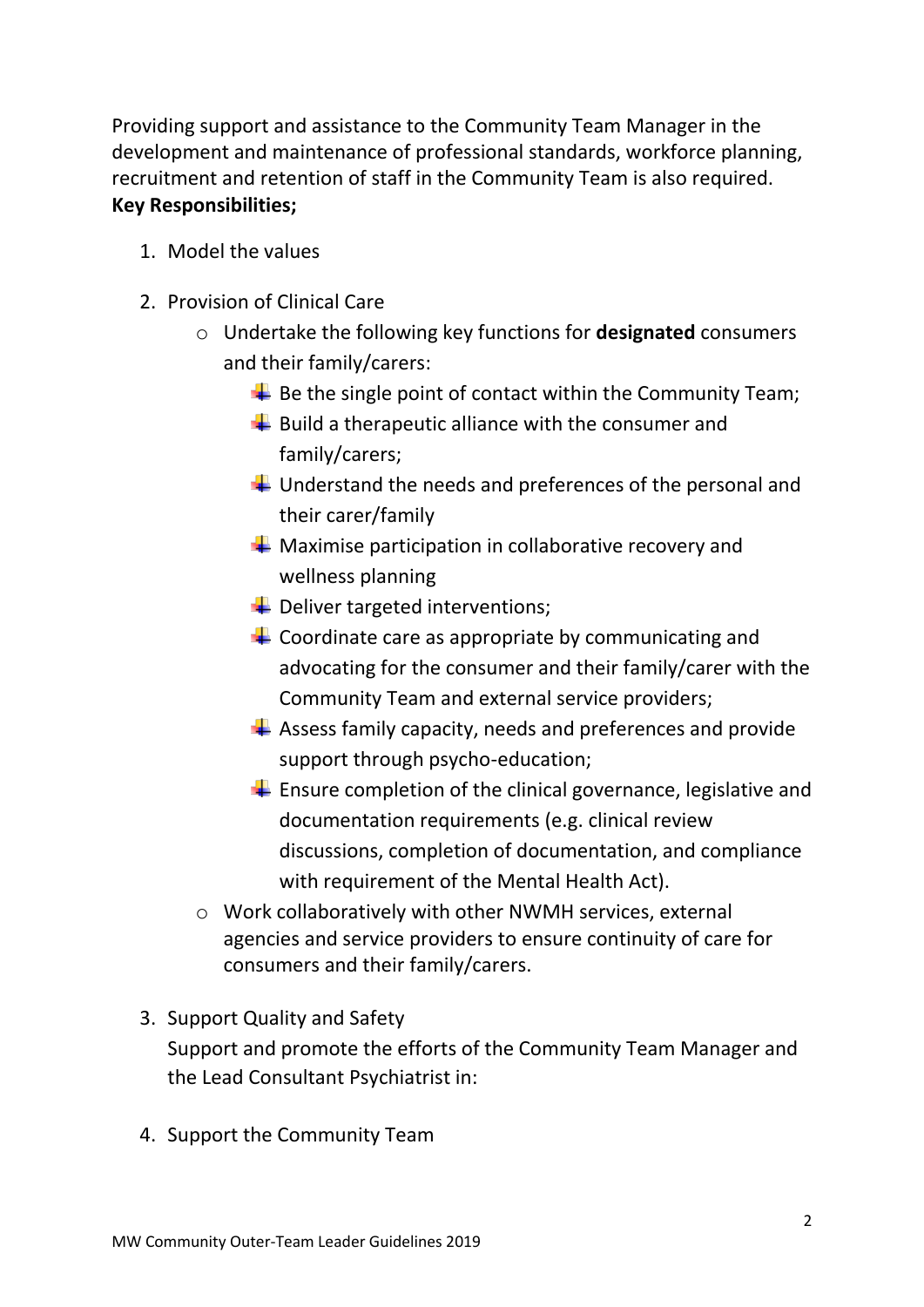Providing support and assistance to the Community Team Manager in the development and maintenance of professional standards, workforce planning, recruitment and retention of staff in the Community Team is also required.

**Key Responsibilities;**

1. Model the values

2. Provision of Clinical Care
   - Undertake the following key functions for **designated** consumers and their family/carers:
     - Be the single point of contact within the Community Team;
     - Build a therapeutic alliance with the consumer and family/carers;
     - Understand the needs and preferences of the personal and their carer/family
     - Maximise participation in collaborative recovery and wellness planning
     - Deliver targeted interventions;
     - Coordinate care as appropriate by communicating and advocating for the consumer and their family/carer with the Community Team and external service providers;
     - Assess family capacity, needs and preferences and provide support through psycho-education;
     - Ensure completion of the clinical governance, legislative and documentation requirements (e.g. clinical review discussions, completion of documentation, and compliance with requirement of the Mental Health Act).
   - Work collaboratively with other NWMH services, external agencies and service providers to ensure continuity of care for consumers and their family/carers.

3. Support Quality and Safety

   Support and promote the efforts of the Community Team Manager and the Lead Consultant Psychiatrist in:

4. Support the Community Team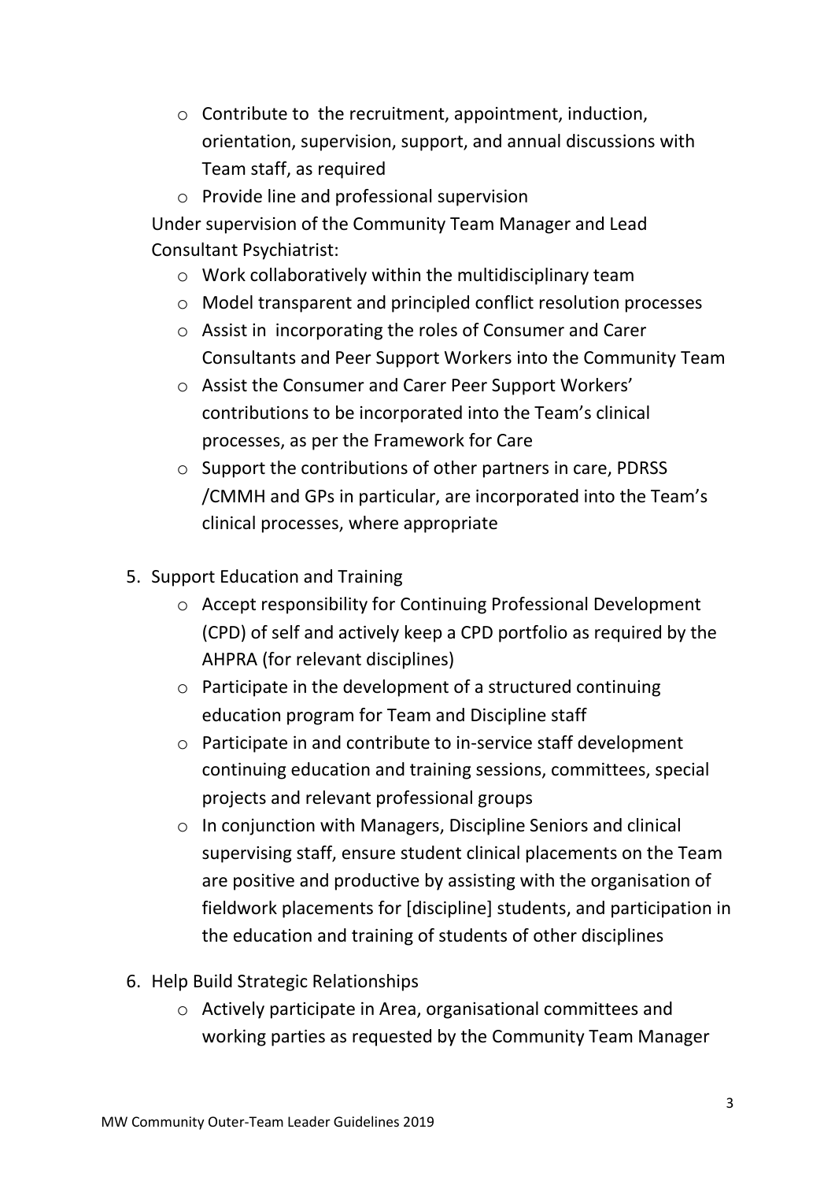- Contribute to  the recruitment, appointment, induction, orientation, supervision, support, and annual discussions with Team staff, as required
- Provide line and professional supervision

Under supervision of the Community Team Manager and Lead Consultant Psychiatrist:

- Work collaboratively within the multidisciplinary team
- Model transparent and principled conflict resolution processes
- Assist in  incorporating the roles of Consumer and Carer Consultants and Peer Support Workers into the Community Team
- Assist the Consumer and Carer Peer Support Workers' contributions to be incorporated into the Team's clinical processes, as per the Framework for Care
- Support the contributions of other partners in care, PDRSS /CMMH and GPs in particular, are incorporated into the Team's clinical processes, where appropriate

5. Support Education and Training
   - Accept responsibility for Continuing Professional Development (CPD) of self and actively keep a CPD portfolio as required by the AHPRA (for relevant disciplines)
   - Participate in the development of a structured continuing education program for Team and Discipline staff
   - Participate in and contribute to in-service staff development continuing education and training sessions, committees, special projects and relevant professional groups
   - In conjunction with Managers, Discipline Seniors and clinical supervising staff, ensure student clinical placements on the Team are positive and productive by assisting with the organisation of fieldwork placements for [discipline] students, and participation in the education and training of students of other disciplines

6. Help Build Strategic Relationships
   - Actively participate in Area, organisational committees and working parties as requested by the Community Team Manager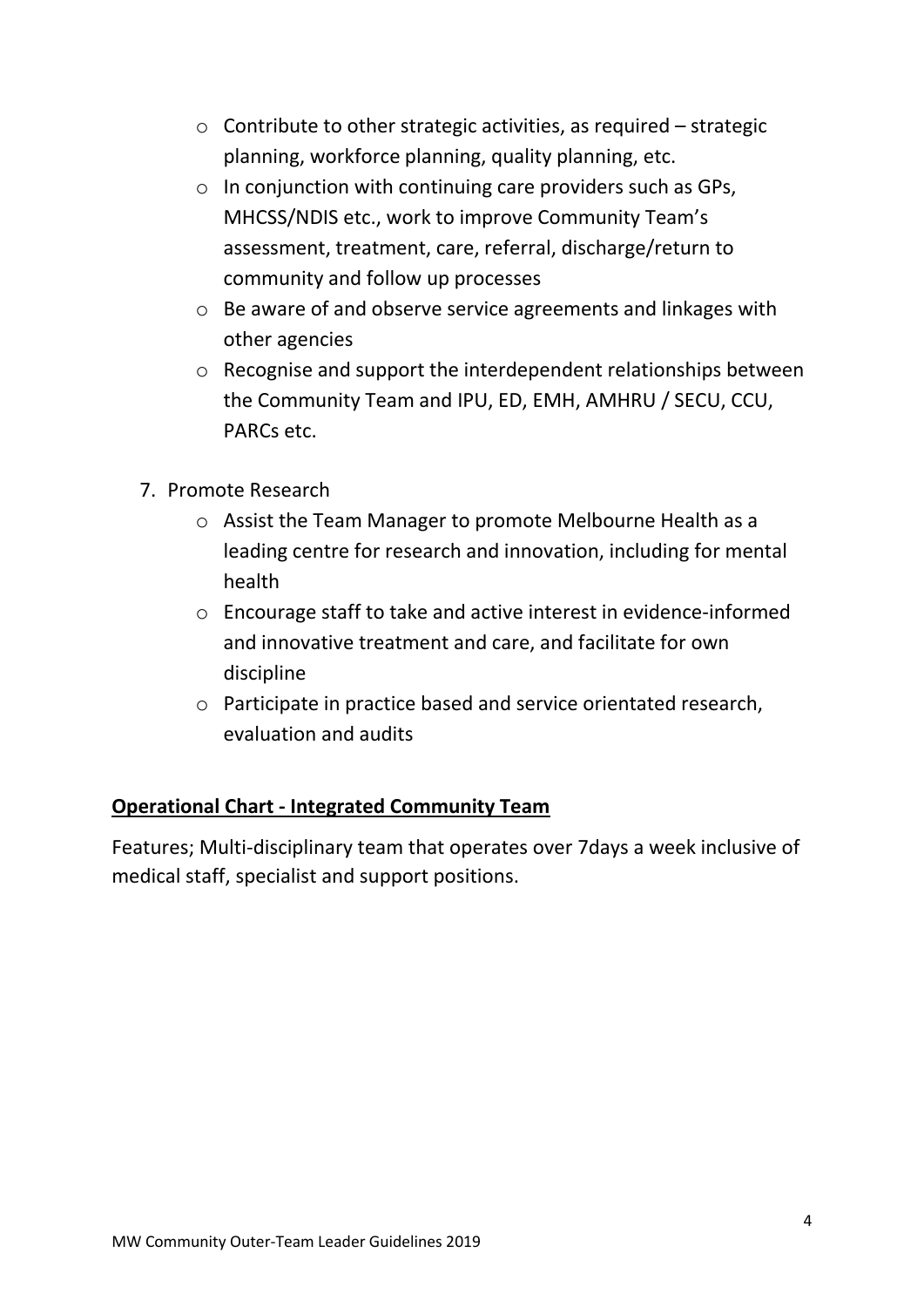- Contribute to other strategic activities, as required – strategic planning, workforce planning, quality planning, etc.
- In conjunction with continuing care providers such as GPs, MHCSS/NDIS etc., work to improve Community Team's assessment, treatment, care, referral, discharge/return to community and follow up processes
- Be aware of and observe service agreements and linkages with other agencies
- Recognise and support the interdependent relationships between the Community Team and IPU, ED, EMH, AMHRU / SECU, CCU, PARCs etc.

7. Promote Research
    - Assist the Team Manager to promote Melbourne Health as a leading centre for research and innovation, including for mental health
    - Encourage staff to take and active interest in evidence-informed and innovative treatment and care, and facilitate for own discipline
    - Participate in practice based and service orientated research, evaluation and audits

**Operational Chart - Integrated Community Team**

Features; Multi-disciplinary team that operates over 7days a week inclusive of medical staff, specialist and support positions.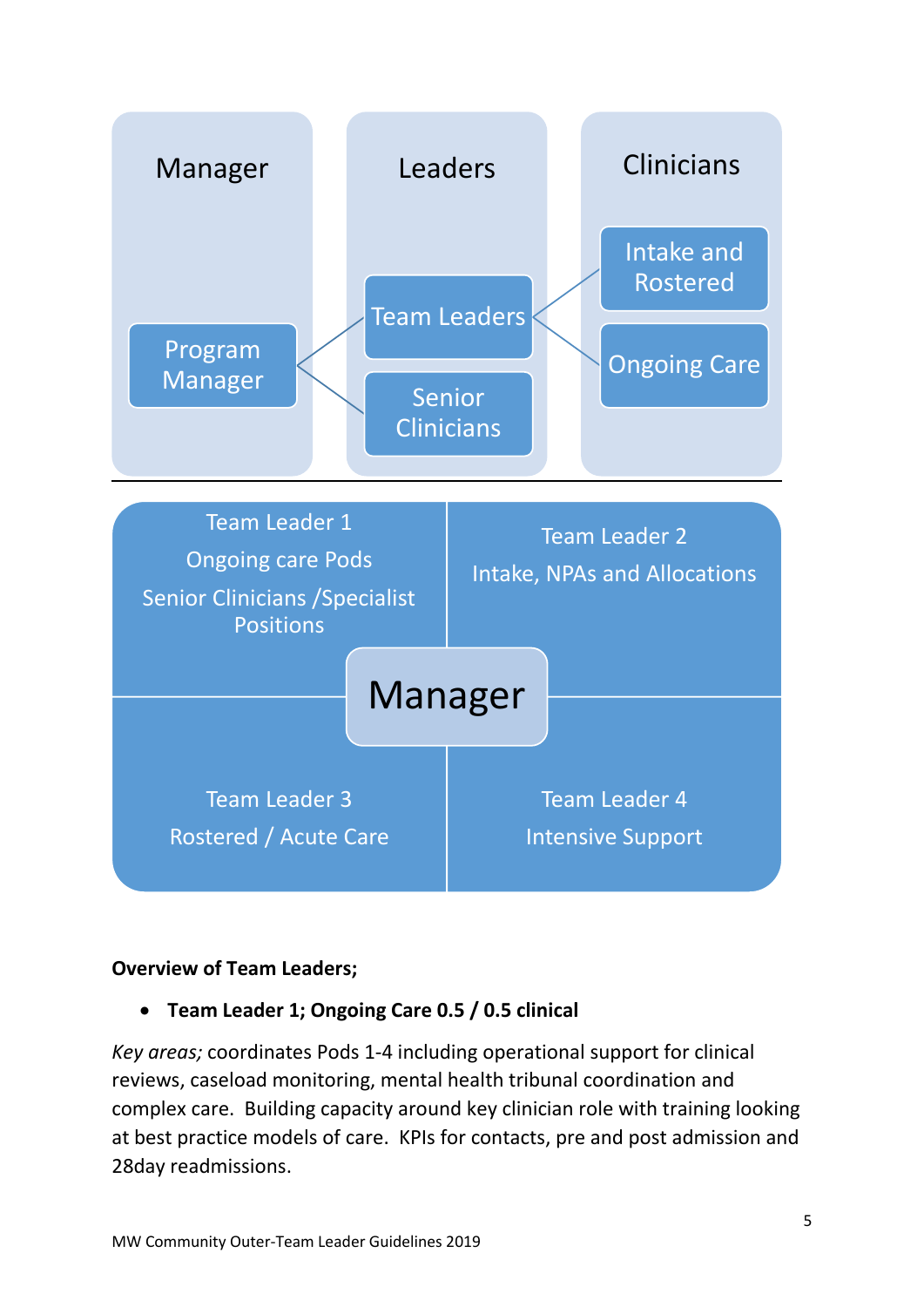Manager

Program Manager

Leaders

Team Leaders

Senior Clinicians

Clinicians

Intake and Rostered

Ongoing Care

---

Team Leader 1
Ongoing care Pods
Senior Clinicians /Specialist Positions

Team Leader 2
Intake, NPAs and Allocations

Manager

Team Leader 3
Rostered / Acute Care

Team Leader 4
Intensive Support

**Overview of Team Leaders;**

- **Team Leader 1; Ongoing Care 0.5 / 0.5 clinical**

*Key areas;* coordinates Pods 1-4 including operational support for clinical reviews, caseload monitoring, mental health tribunal coordination and complex care. Building capacity around key clinician role with training looking at best practice models of care. KPIs for contacts, pre and post admission and 28day readmissions.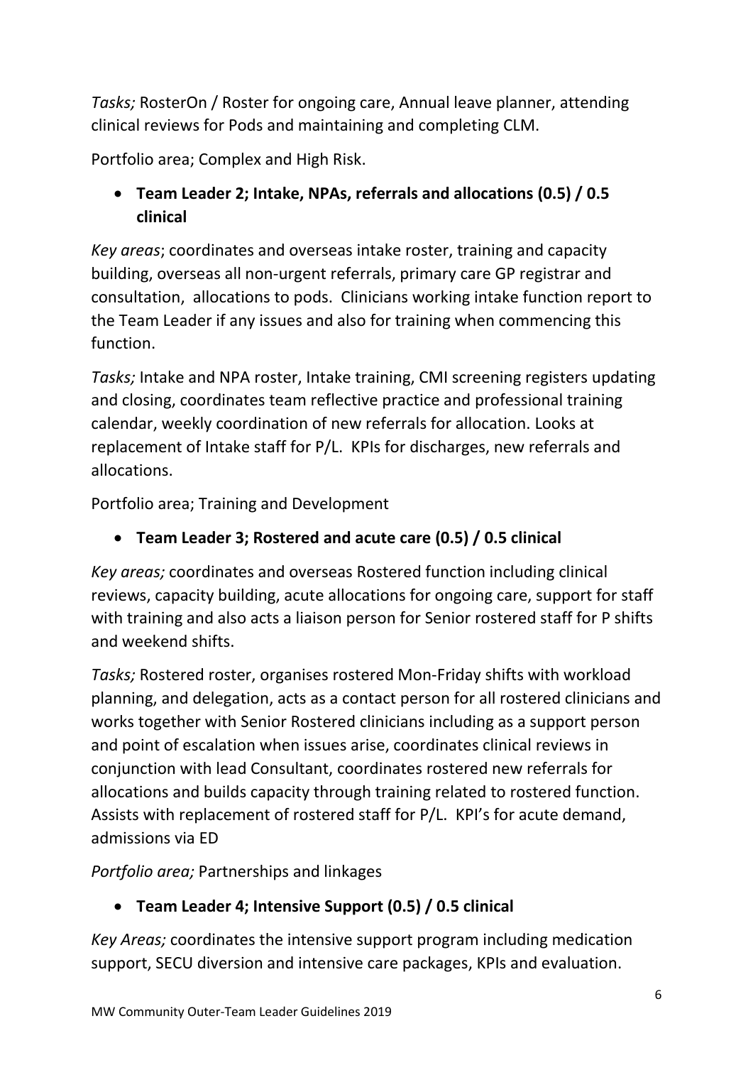*Tasks;* RosterOn / Roster for ongoing care, Annual leave planner, attending clinical reviews for Pods and maintaining and completing CLM.

Portfolio area; Complex and High Risk.

- **Team Leader 2; Intake, NPAs, referrals and allocations (0.5) / 0.5 clinical**

*Key areas*; coordinates and overseas intake roster, training and capacity building, overseas all non-urgent referrals, primary care GP registrar and consultation, allocations to pods. Clinicians working intake function report to the Team Leader if any issues and also for training when commencing this function.

*Tasks;* Intake and NPA roster, Intake training, CMI screening registers updating and closing, coordinates team reflective practice and professional training calendar, weekly coordination of new referrals for allocation. Looks at replacement of Intake staff for P/L. KPIs for discharges, new referrals and allocations.

Portfolio area; Training and Development

- **Team Leader 3; Rostered and acute care (0.5) / 0.5 clinical**

*Key areas;* coordinates and overseas Rostered function including clinical reviews, capacity building, acute allocations for ongoing care, support for staff with training and also acts a liaison person for Senior rostered staff for P shifts and weekend shifts.

*Tasks;* Rostered roster, organises rostered Mon-Friday shifts with workload planning, and delegation, acts as a contact person for all rostered clinicians and works together with Senior Rostered clinicians including as a support person and point of escalation when issues arise, coordinates clinical reviews in conjunction with lead Consultant, coordinates rostered new referrals for allocations and builds capacity through training related to rostered function. Assists with replacement of rostered staff for P/L. KPI's for acute demand, admissions via ED

*Portfolio area;* Partnerships and linkages

- **Team Leader 4; Intensive Support (0.5) / 0.5 clinical**

*Key Areas;* coordinates the intensive support program including medication support, SECU diversion and intensive care packages, KPIs and evaluation.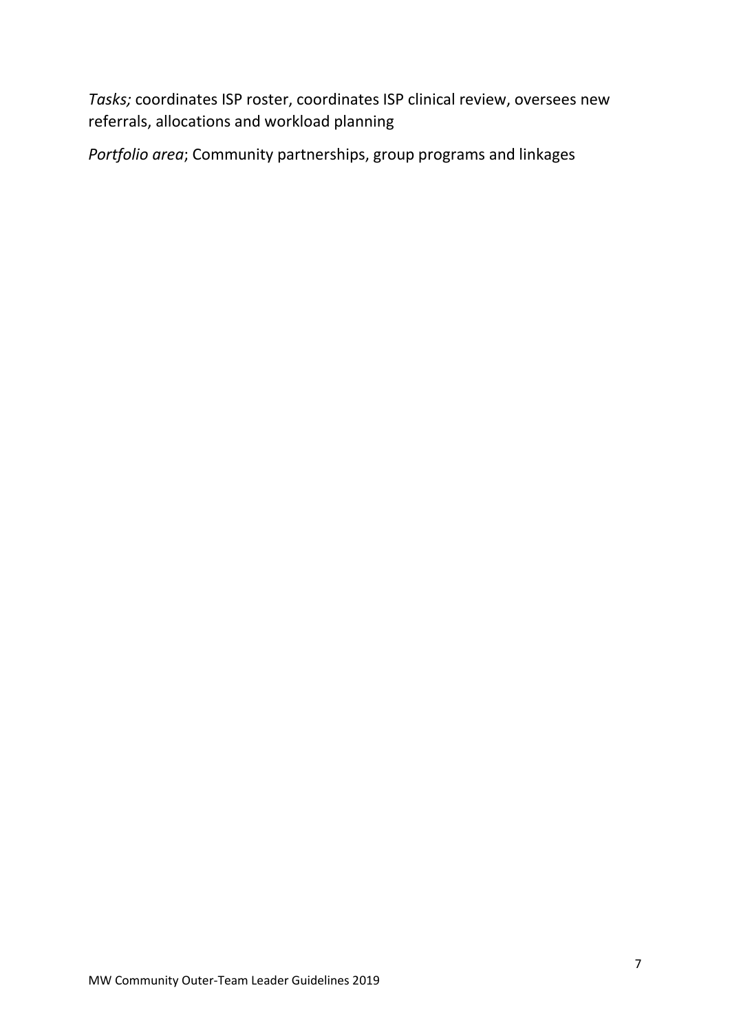*Tasks;* coordinates ISP roster, coordinates ISP clinical review, oversees new referrals, allocations and workload planning

*Portfolio area*; Community partnerships, group programs and linkages